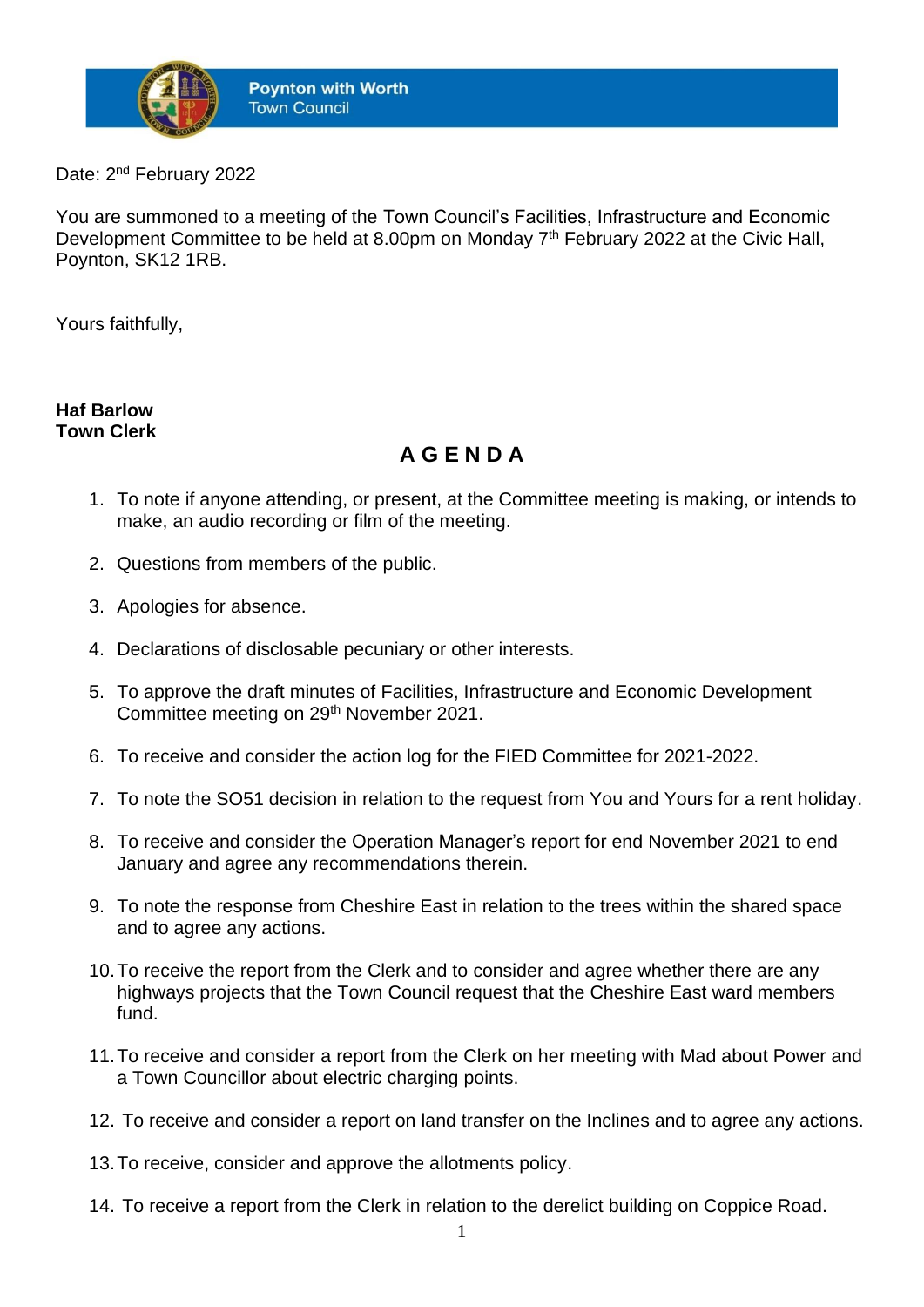**Poynton with Worth**
Town Council

Date: 2nd February 2022

You are summoned to a meeting of the Town Council's Facilities, Infrastructure and Economic Development Committee to be held at 8.00pm on Monday 7th February 2022 at the Civic Hall, Poynton, SK12 1RB.

Yours faithfully,

**Haf Barlow**
**Town Clerk**

## A G E N D A

1. To note if anyone attending, or present, at the Committee meeting is making, or intends to make, an audio recording or film of the meeting.
2. Questions from members of the public.
3. Apologies for absence.
4. Declarations of disclosable pecuniary or other interests.
5. To approve the draft minutes of Facilities, Infrastructure and Economic Development Committee meeting on 29th November 2021.
6. To receive and consider the action log for the FIED Committee for 2021-2022.
7. To note the SO51 decision in relation to the request from You and Yours for a rent holiday.
8. To receive and consider the Operation Manager's report for end November 2021 to end January and agree any recommendations therein.
9. To note the response from Cheshire East in relation to the trees within the shared space and to agree any actions.
10. To receive the report from the Clerk and to consider and agree whether there are any highways projects that the Town Council request that the Cheshire East ward members fund.
11. To receive and consider a report from the Clerk on her meeting with Mad about Power and a Town Councillor about electric charging points.
12. To receive and consider a report on land transfer on the Inclines and to agree any actions.
13. To receive, consider and approve the allotments policy.
14. To receive a report from the Clerk in relation to the derelict building on Coppice Road.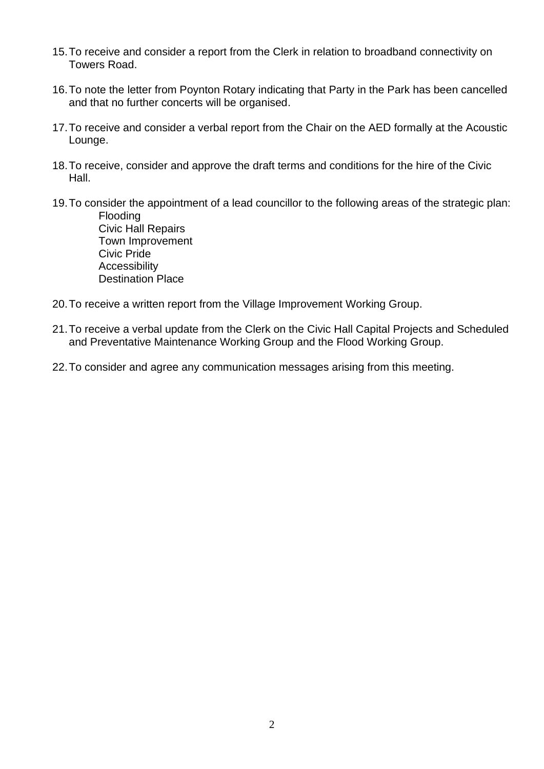15. To receive and consider a report from the Clerk in relation to broadband connectivity on Towers Road.

16. To note the letter from Poynton Rotary indicating that Party in the Park has been cancelled and that no further concerts will be organised.

17. To receive and consider a verbal report from the Chair on the AED formally at the Acoustic Lounge.

18. To receive, consider and approve the draft terms and conditions for the hire of the Civic Hall.

19. To consider the appointment of a lead councillor to the following areas of the strategic plan:
    - Flooding
    - Civic Hall Repairs
    - Town Improvement
    - Civic Pride
    - Accessibility
    - Destination Place

20. To receive a written report from the Village Improvement Working Group.

21. To receive a verbal update from the Clerk on the Civic Hall Capital Projects and Scheduled and Preventative Maintenance Working Group and the Flood Working Group.

22. To consider and agree any communication messages arising from this meeting.